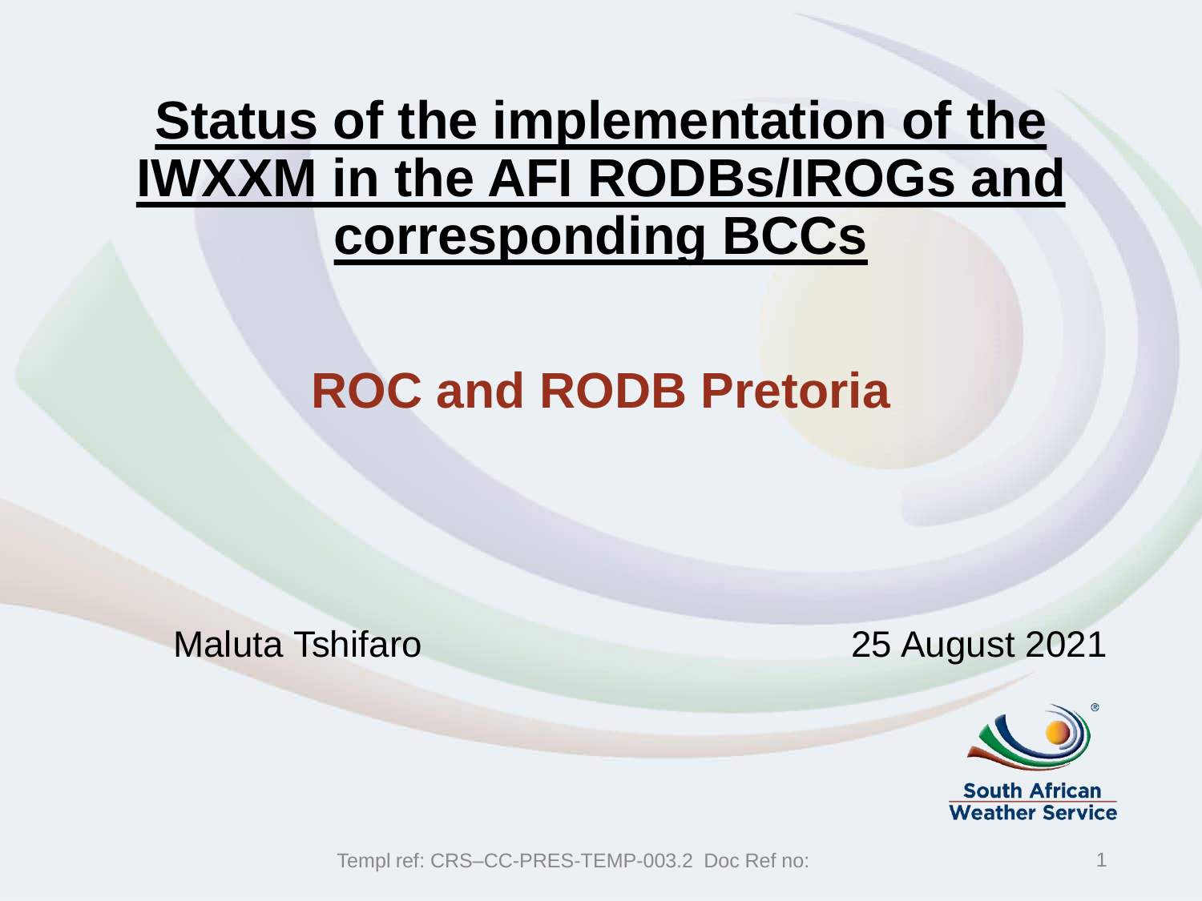# Status of the implementation of the IWXXM in the AFI RODBs/IROGs and corresponding BCCs

## ROC and RODB Pretoria

Maluta Tshifaro

25 August 2021

South African Weather Service

Templ ref: CRS–CC-PRES-TEMP-003.2 Doc Ref no: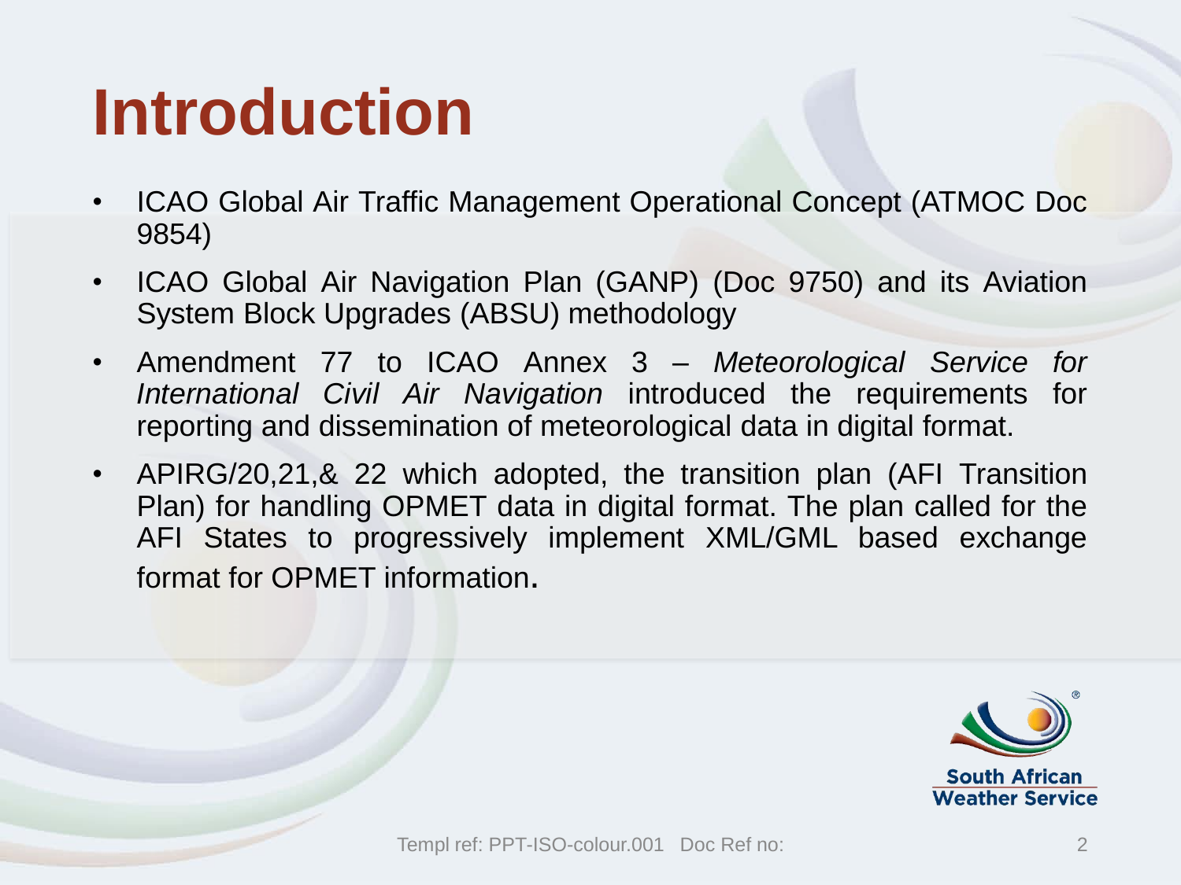# Introduction

- ICAO Global Air Traffic Management Operational Concept (ATMOC Doc 9854)
- ICAO Global Air Navigation Plan (GANP) (Doc 9750) and its Aviation System Block Upgrades (ABSU) methodology
- Amendment 77 to ICAO Annex 3 – *Meteorological Service for International Civil Air Navigation* introduced the requirements for reporting and dissemination of meteorological data in digital format.
- APIRG/20,21,& 22 which adopted, the transition plan (AFI Transition Plan) for handling OPMET data in digital format. The plan called for the AFI States to progressively implement XML/GML based exchange format for OPMET information.

South African Weather Service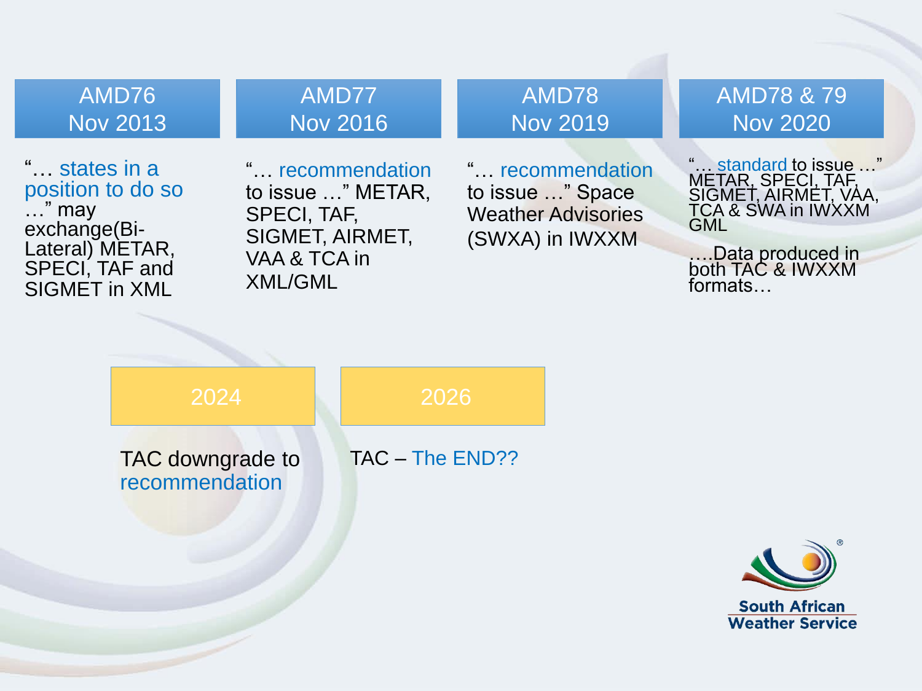## AMD76
## Nov 2013

"… states in a position to do so …" may exchange(Bi-Lateral) METAR, SPECI, TAF and SIGMET in XML

## AMD77
## Nov 2016

"… recommendation to issue …" METAR, SPECI, TAF, SIGMET, AIRMET, VAA & TCA in XML/GML

## AMD78
## Nov 2019

"… recommendation to issue …" Space Weather Advisories (SWXA) in IWXXM

## AMD78 & 79
## Nov 2020

"… standard to issue …" METAR, SPECI, TAF, SIGMET, AIRMET, VAA, TCA & SWA in IWXXM GML

….Data produced in both TAC & IWXXM formats…

## 2024

TAC downgrade to recommendation

## 2026

TAC – The END??

South African Weather Service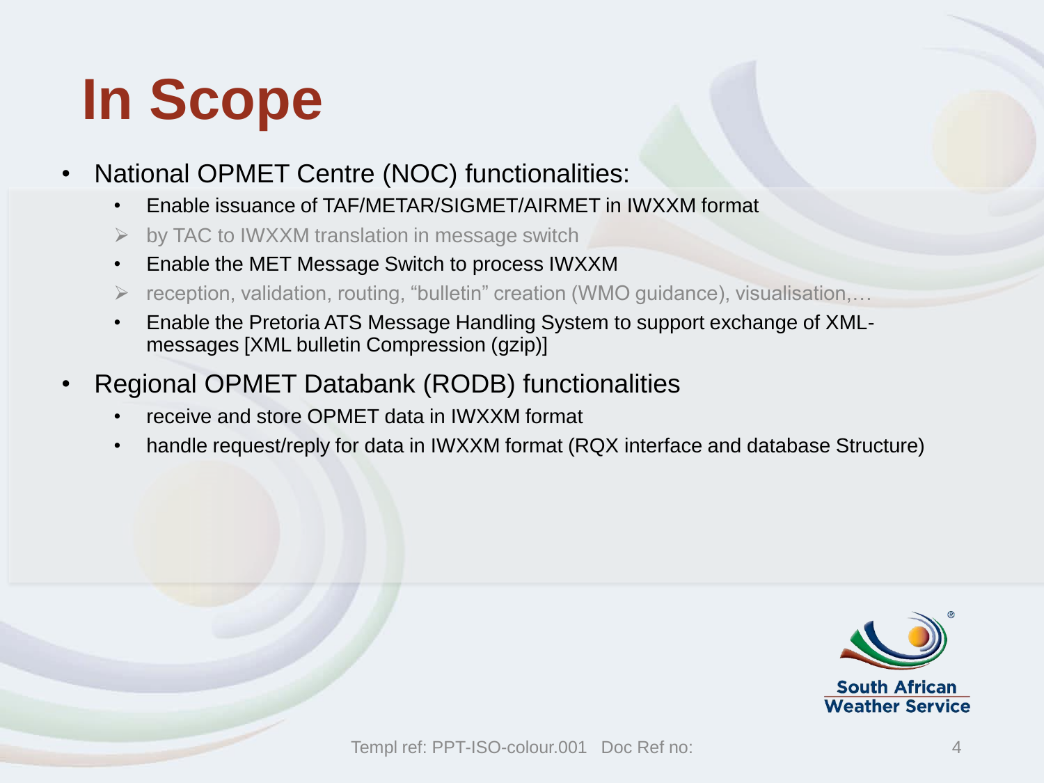# In Scope

- National OPMET Centre (NOC) functionalities:
  - Enable issuance of TAF/METAR/SIGMET/AIRMET in IWXXM format
    - by TAC to IWXXM translation in message switch
  - Enable the MET Message Switch to process IWXXM
    - reception, validation, routing, “bulletin” creation (WMO guidance), visualisation,…
  - Enable the Pretoria ATS Message Handling System to support exchange of XML-messages [XML bulletin Compression (gzip)]
- Regional OPMET Databank (RODB) functionalities
  - receive and store OPMET data in IWXXM format
  - handle request/reply for data in IWXXM format (RQX interface and database Structure)

South African Weather Service

Templ ref: PPT-ISO-colour.001 Doc Ref no: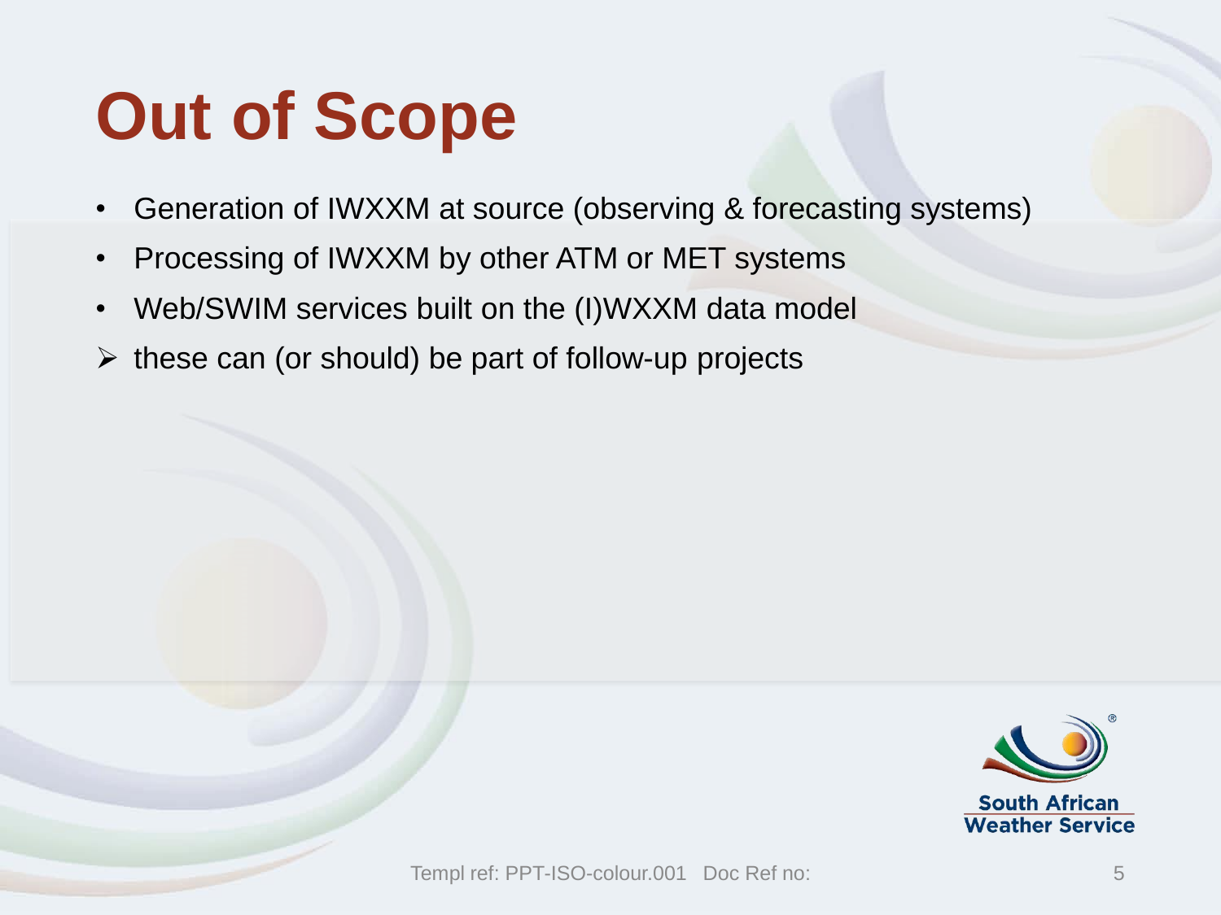# Out of Scope

- Generation of IWXXM at source (observing & forecasting systems)
- Processing of IWXXM by other ATM or MET systems
- Web/SWIM services built on the (I)WXXM data model
- ➢ these can (or should) be part of follow-up projects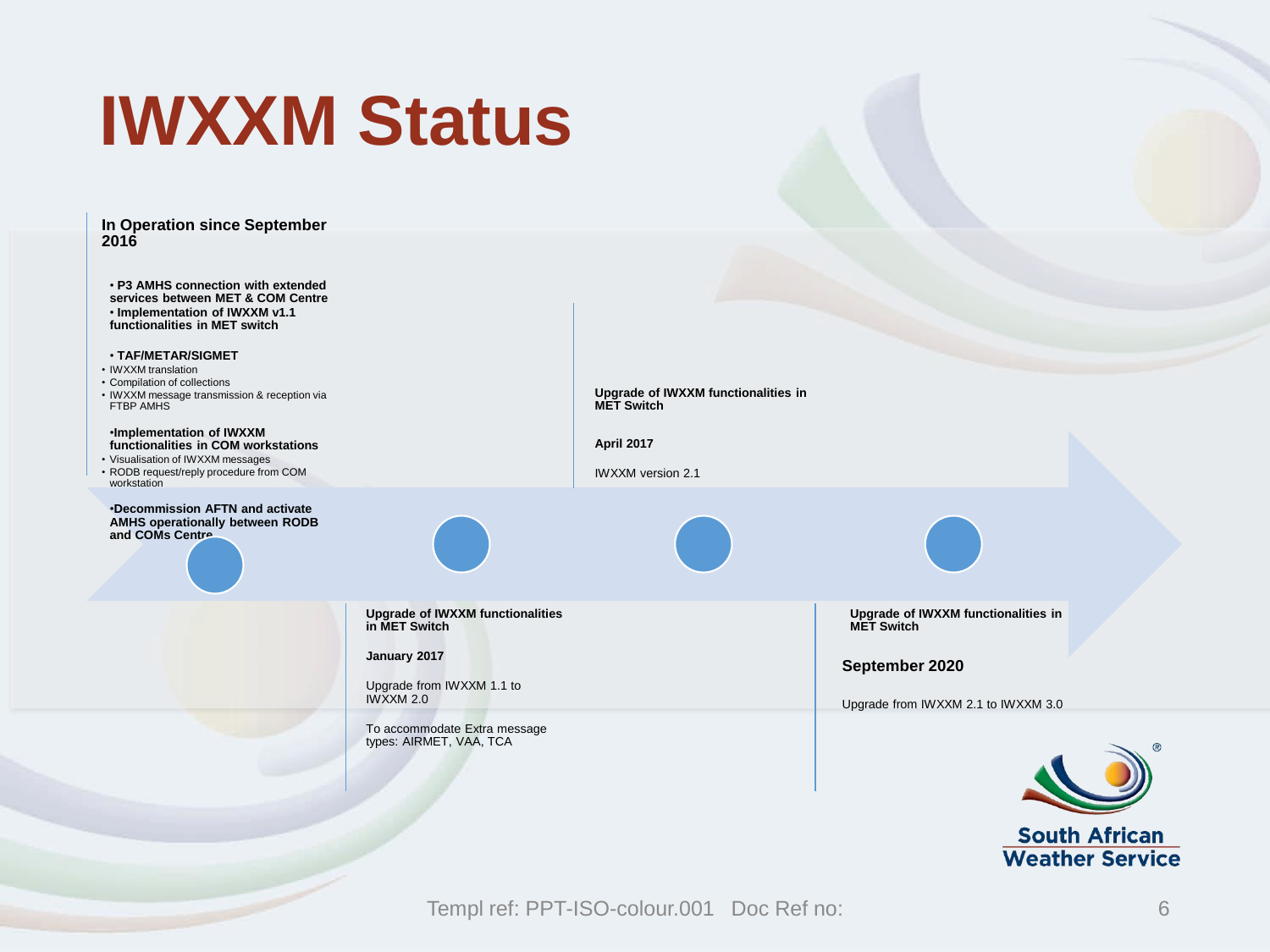# IWXXM Status

**In Operation since September 2016**

- **P3 AMHS connection with extended services between MET & COM Centre**
- **Implementation of IWXXM v1.1 functionalities in MET switch**

- **TAF/METAR/SIGMET**
- IWXXM translation
- Compilation of collections
- IWXXM message transmission & reception via FTBP AMHS

**•Implementation of IWXXM functionalities in COM workstations**

- Visualisation of IWXXM messages
- RODB request/reply procedure from COM workstation

**•Decommission AFTN and activate AMHS operationally between RODB and COMs Centre**

**Upgrade of IWXXM functionalities in MET Switch**

**January 2017**

Upgrade from IWXXM 1.1 to IWXXM 2.0

To accommodate Extra message types: AIRMET, VAA, TCA

**Upgrade of IWXXM functionalities in MET Switch**

**April 2017**

IWXXM version 2.1

**Upgrade of IWXXM functionalities in MET Switch**

**September 2020**

Upgrade from IWXXM 2.1 to IWXXM 3.0

South African Weather Service

Templ ref: PPT-ISO-colour.001 Doc Ref no: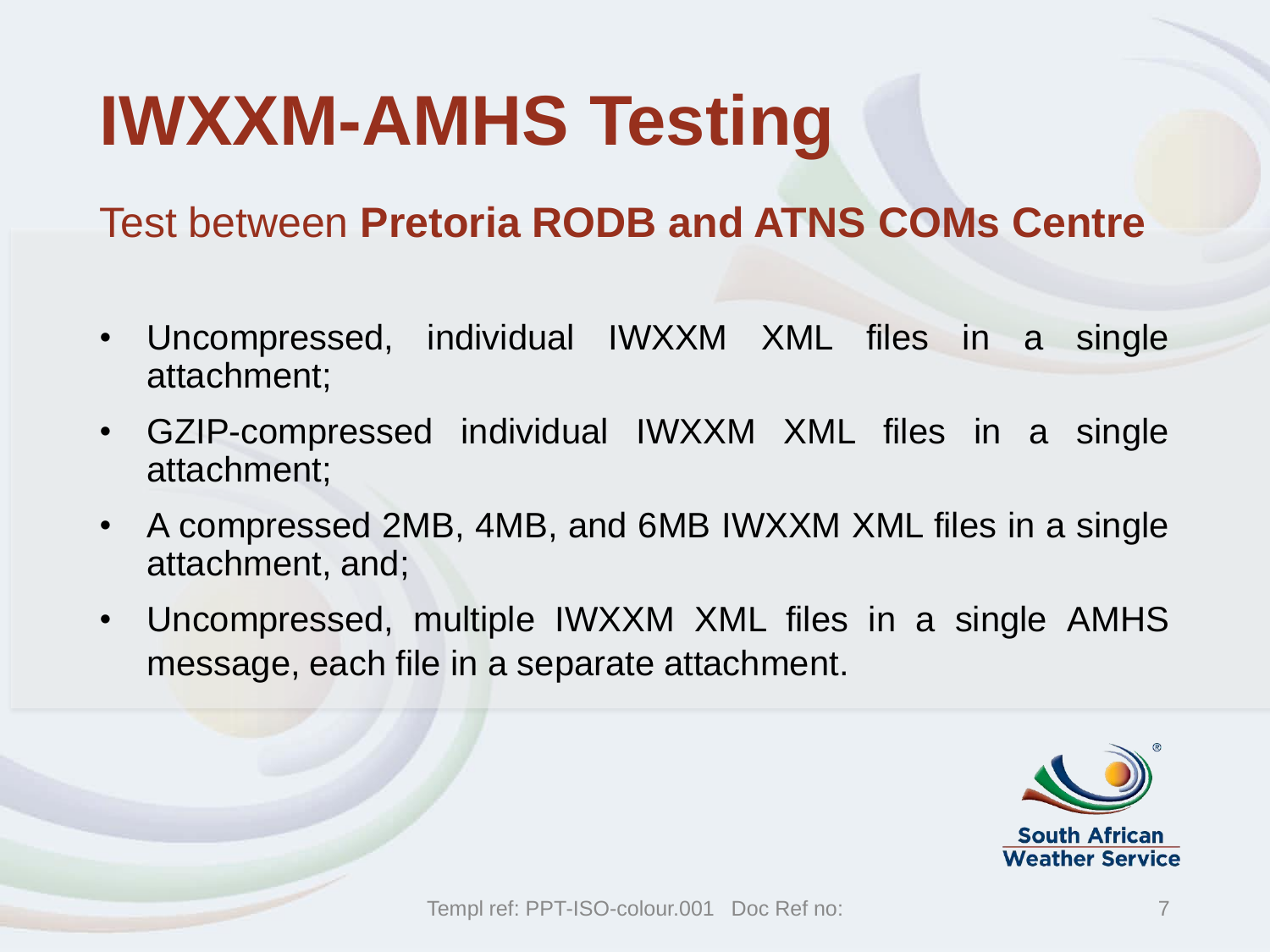# IWXXM-AMHS Testing

Test between **Pretoria RODB and ATNS COMs Centre**

- Uncompressed, individual IWXXM XML files in a single attachment;
- GZIP-compressed individual IWXXM XML files in a single attachment;
- A compressed 2MB, 4MB, and 6MB IWXXM XML files in a single attachment, and;
- Uncompressed, multiple IWXXM XML files in a single AMHS message, each file in a separate attachment.

South African Weather Service

Templ ref: PPT-ISO-colour.001 Doc Ref no: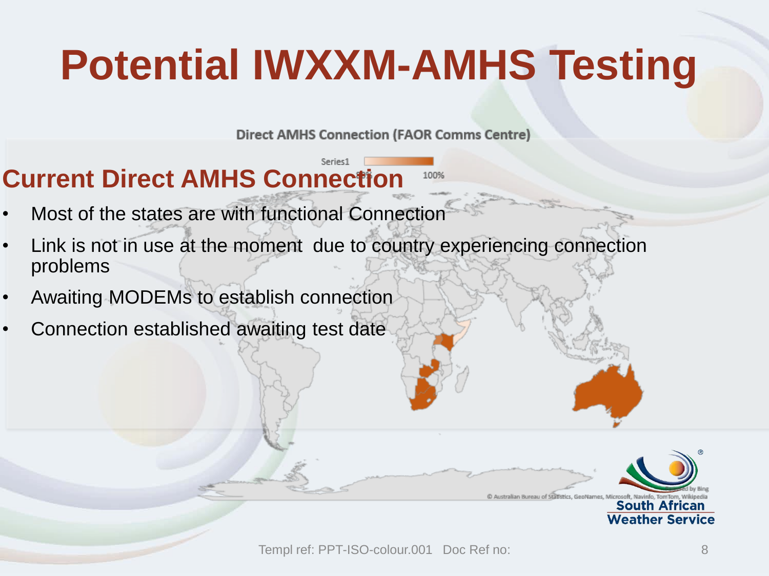# Potential IWXXM-AMHS Testing

Direct AMHS Connection (FAOR Comms Centre)

Series1

100%

## Current Direct AMHS Connection

- Most of the states are with functional Connection
- Link is not in use at the moment due to country experiencing connection problems
- Awaiting MODEMs to establish connection
- Connection established awaiting test date

© Australian Bureau of Statistics, GeoNames, Microsoft, Navinfo, TomTom, Wikipedia

South African Weather Service

Templ ref: PPT-ISO-colour.001 Doc Ref no: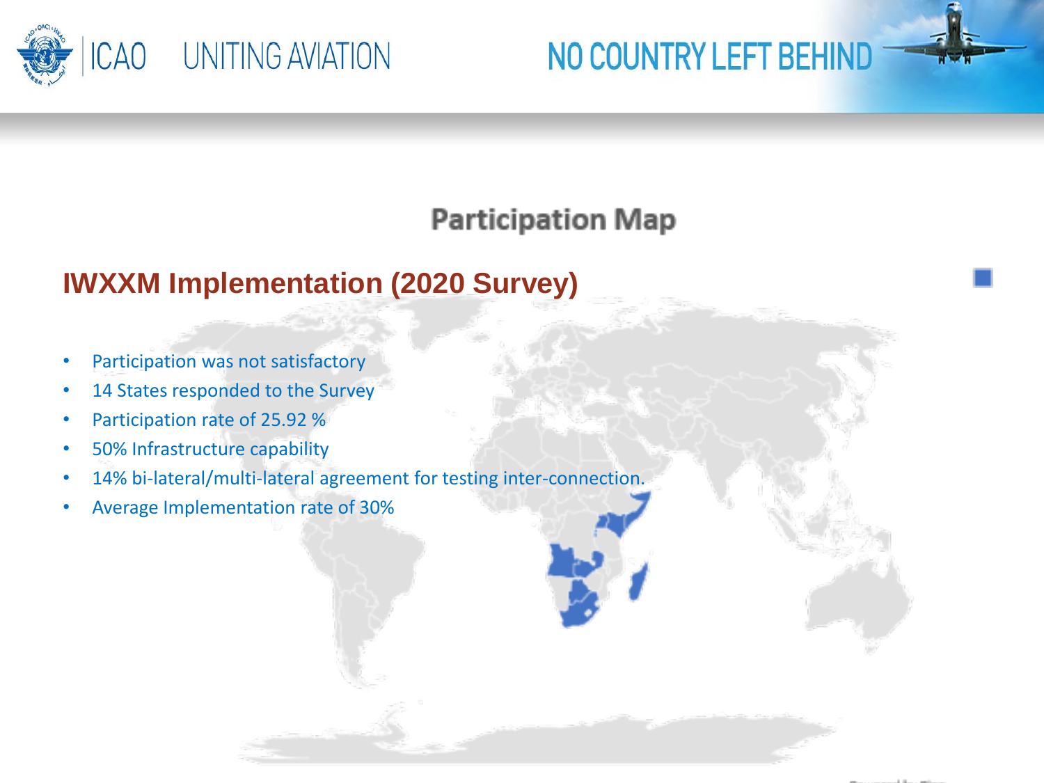Participation Map

## IWXXM Implementation (2020 Survey)

- Participation was not satisfactory
- 14 States responded to the Survey
- Participation rate of 25.92 %
- 50% Infrastructure capability
- 14% bi-lateral/multi-lateral agreement for testing inter-connection.
- Average Implementation rate of 30%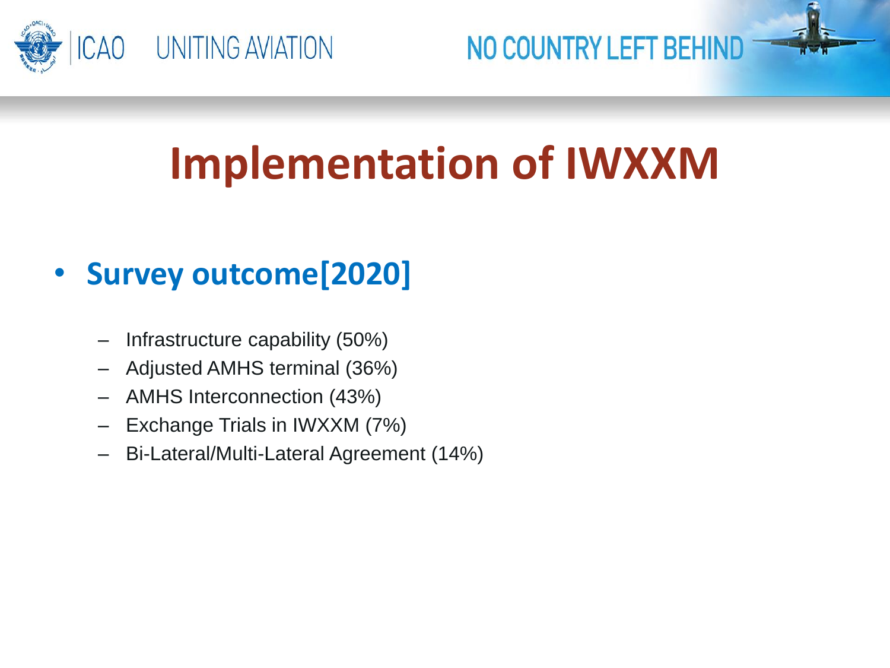# Implementation of IWXXM

- **Survey outcome[2020]**
  - Infrastructure capability (50%)
  - Adjusted AMHS terminal (36%)
  - AMHS Interconnection (43%)
  - Exchange Trials in IWXXM (7%)
  - Bi-Lateral/Multi-Lateral Agreement (14%)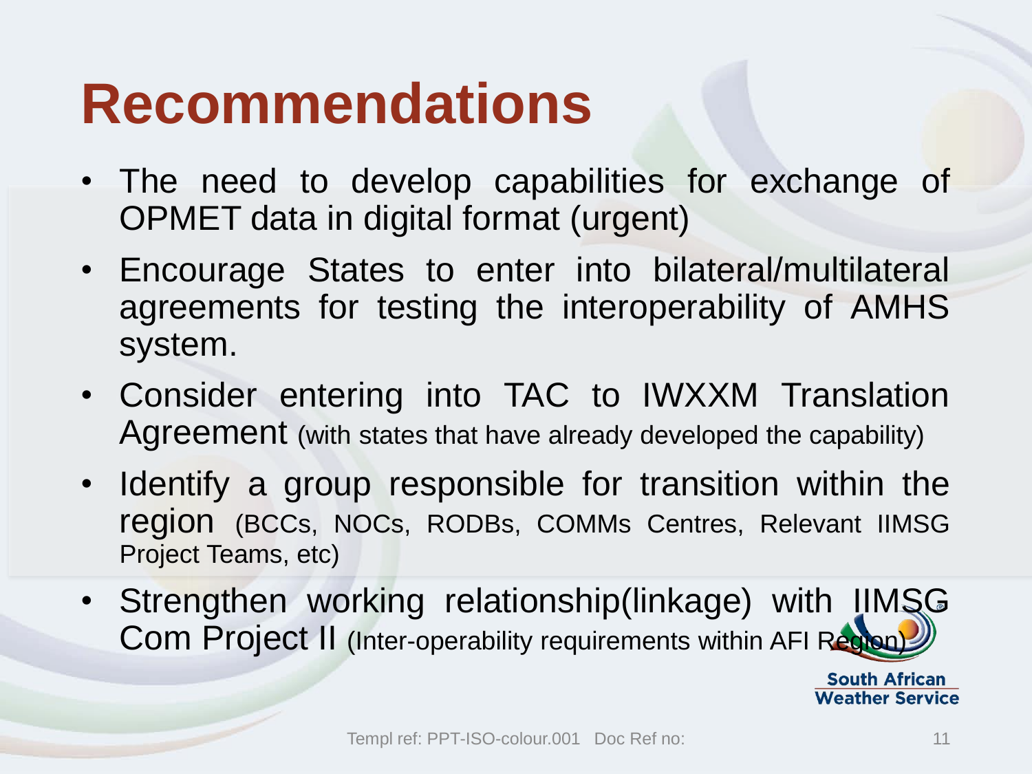# Recommendations

- The need to develop capabilities for exchange of OPMET data in digital format (urgent)
- Encourage States to enter into bilateral/multilateral agreements for testing the interoperability of AMHS system.
- Consider entering into TAC to IWXXM Translation Agreement (with states that have already developed the capability)
- Identify a group responsible for transition within the region (BCCs, NOCs, RODBs, COMMs Centres, Relevant IIMSG Project Teams, etc)
- Strengthen working relationship(linkage) with IIMSG Com Project II (Inter-operability requirements within AFI Region)

South African Weather Service

Templ ref: PPT-ISO-colour.001 Doc Ref no: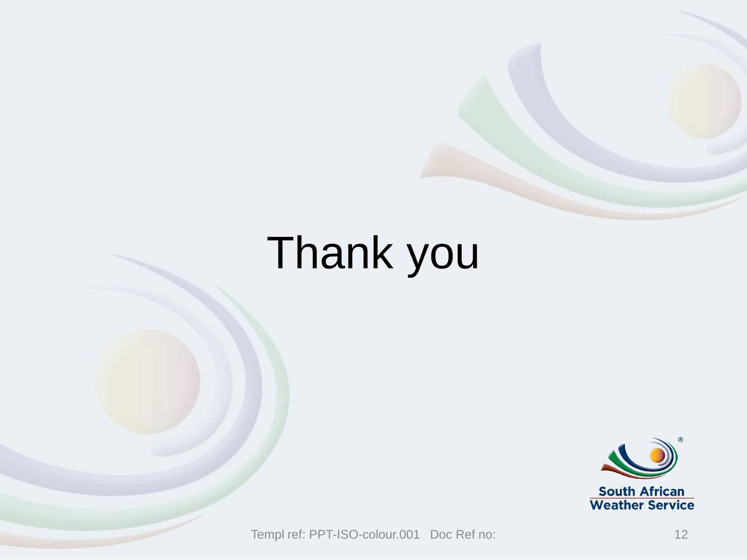# Thank you

South African Weather Service

Templ ref: PPT-ISO-colour.001 Doc Ref no: